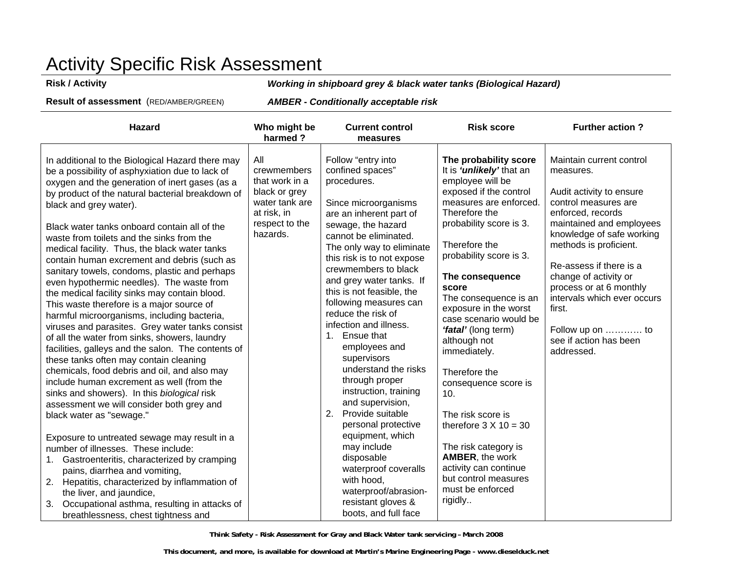# Activity Specific Risk Assessment

**Risk / Activity** — ***Working in shipboard grey & black water tanks (Biological Hazard)***

**Result of assessment** (RED/AMBER/GREEN) — ***AMBER - Conditionally acceptable risk***

| Hazard | Who might be harmed ? | Current control measures | Risk score | Further action ? |
|---|---|---|---|---|
| In additional to the Biological Hazard there may be a possibility of asphyxiation due to lack of oxygen and the generation of inert gases (as a by product of the natural bacterial breakdown of black and grey water).<br><br>Black water tanks onboard contain all of the waste from toilets and the sinks from the medical facility. Thus, the black water tanks contain human excrement and debris (such as sanitary towels, condoms, plastic and perhaps even hypothermic needles). The waste from the medical facility sinks may contain blood. This waste therefore is a major source of harmful microorganisms, including bacteria, viruses and parasites. Grey water tanks consist of all the water from sinks, showers, laundry facilities, galleys and the salon. The contents of these tanks often may contain cleaning chemicals, food debris and oil, and also may include human excrement as well (from the sinks and showers). In this *biological* risk assessment we will consider both grey and black water as "sewage."<br><br>Exposure to untreated sewage may result in a number of illnesses. These include:<br>1. Gastroenteritis, characterized by cramping pains, diarrhea and vomiting,<br>2. Hepatitis, characterized by inflammation of the liver, and jaundice,<br>3. Occupational asthma, resulting in attacks of breathlessness, chest tightness and | All crewmembers that work in a black or grey water tank are at risk, in respect to the hazards. | Follow "entry into confined spaces" procedures.<br><br>Since microorganisms are an inherent part of sewage, the hazard cannot be eliminated. The only way to eliminate this risk is to not expose crewmembers to black and grey water tanks. If this is not feasible, the following measures can reduce the risk of infection and illness.<br>1. Ensue that employees and supervisors understand the risks through proper instruction, training and supervision,<br>2. Provide suitable personal protective equipment, which may include disposable waterproof coveralls with hood, waterproof/abrasion-resistant gloves & boots, and full face | **The probability score**<br>It is ***'unlikely'*** that an employee will be exposed if the control measures are enforced. Therefore the probability score is 3.<br><br>Therefore the probability score is 3.<br><br>**The consequence score**<br>The consequence is an exposure in the worst case scenario would be ***'fatal'*** (long term) although not immediately.<br><br>Therefore the consequence score is 10.<br><br>The risk score is therefore 3 X 10 = 30<br><br>The risk category is **AMBER**, the work activity can continue but control measures must be enforced rigidly.. | Maintain current control measures.<br><br>Audit activity to ensure control measures are enforced, records maintained and employees knowledge of safe working methods is proficient.<br><br>Re-assess if there is a change of activity or process or at 6 monthly intervals which ever occurs first.<br><br>Follow up on ………… to see if action has been addressed. |

**Think Safety - Risk Assessment for Gray and Black Water tank servicing – March 2008**

**This document, and more, is available for download at Martin's Marine Engineering Page - www.dieselduck.net**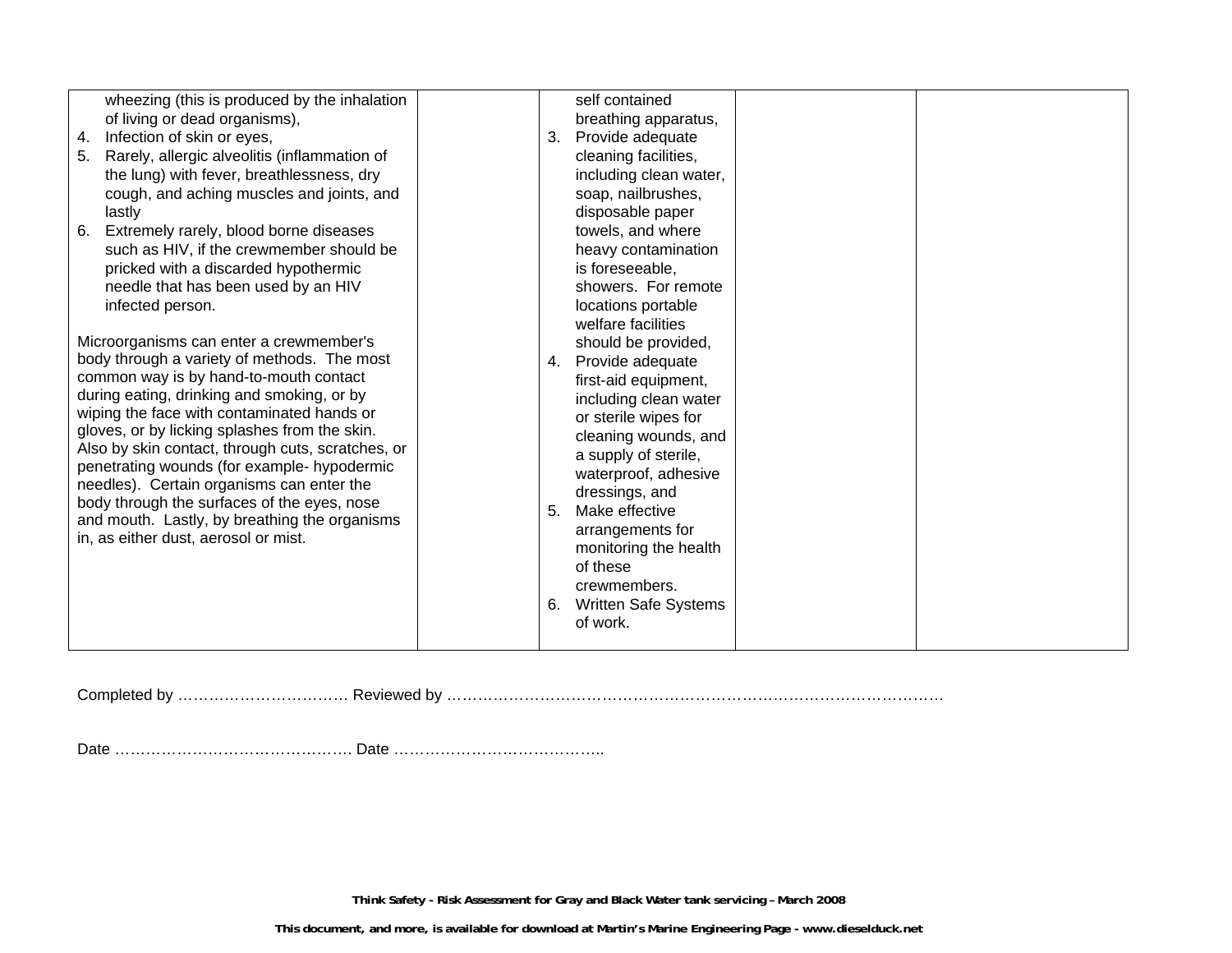| | | | | |
|---|---|---|---|---|
| wheezing (this is produced by the inhalation of living or dead organisms),<br>4. Infection of skin or eyes,<br>5. Rarely, allergic alveolitis (inflammation of the lung) with fever, breathlessness, dry cough, and aching muscles and joints, and lastly<br>6. Extremely rarely, blood borne diseases such as HIV, if the crewmember should be pricked with a discarded hypothermic needle that has been used by an HIV infected person.<br><br>Microorganisms can enter a crewmember's body through a variety of methods. The most common way is by hand-to-mouth contact during eating, drinking and smoking, or by wiping the face with contaminated hands or gloves, or by licking splashes from the skin. Also by skin contact, through cuts, scratches, or penetrating wounds (for example- hypodermic needles). Certain organisms can enter the body through the surfaces of the eyes, nose and mouth. Lastly, by breathing the organisms in, as either dust, aerosol or mist. | | self contained breathing apparatus,<br>3. Provide adequate cleaning facilities, including clean water, soap, nailbrushes, disposable paper towels, and where heavy contamination is foreseeable, showers. For remote locations portable welfare facilities should be provided,<br>4. Provide adequate first-aid equipment, including clean water or sterile wipes for cleaning wounds, and a supply of sterile, waterproof, adhesive dressings, and<br>5. Make effective arrangements for monitoring the health of these crewmembers.<br>6. Written Safe Systems of work. | | |

Completed by …………………………… Reviewed by ……………………………………………………………………………………

Date ………………………………………. Date …………………………………..

**Think Safety - Risk Assessment for Gray and Black Water tank servicing – March 2008**

**This document, and more, is available for download at Martin's Marine Engineering Page - www.dieselduck.net**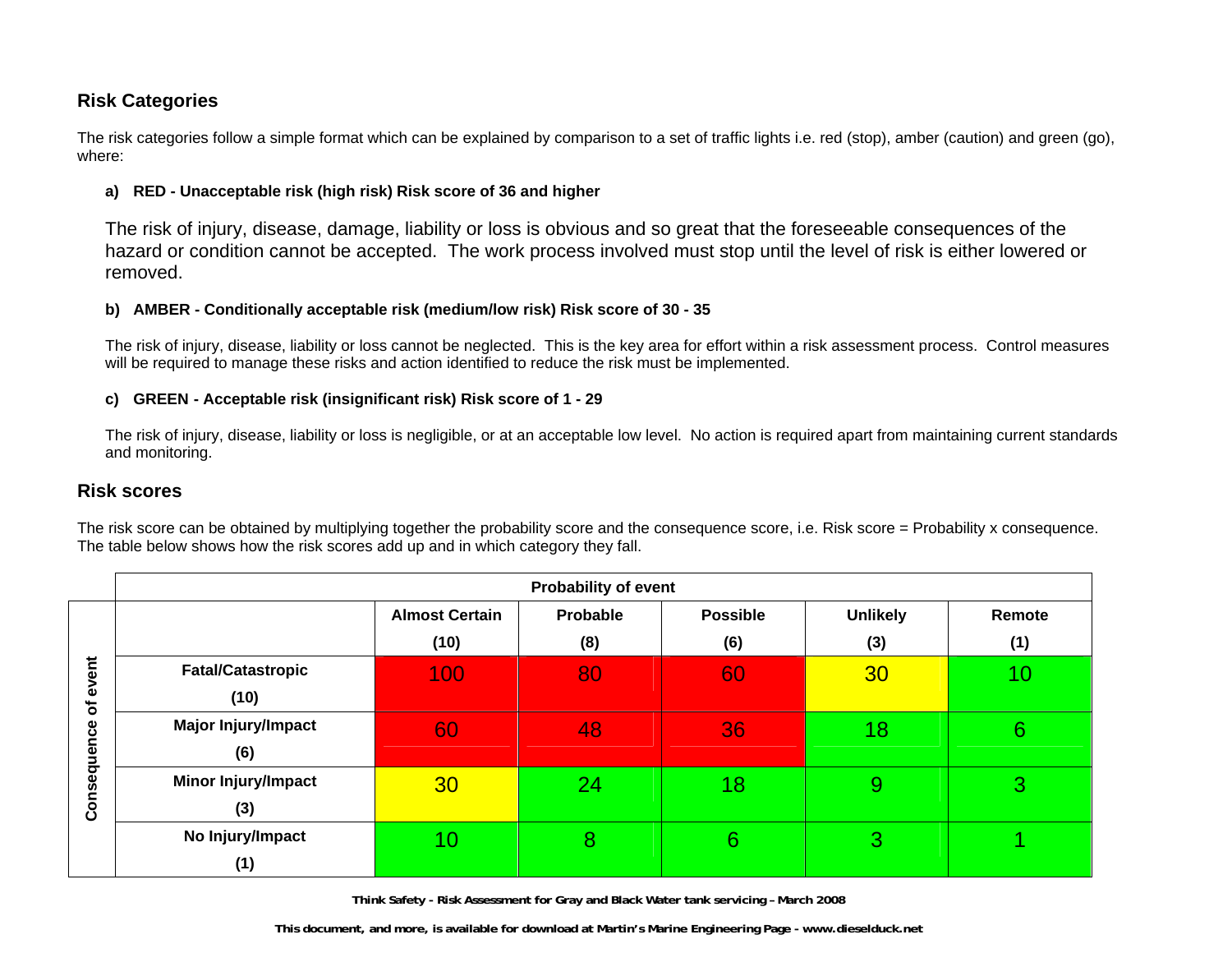## Risk Categories

The risk categories follow a simple format which can be explained by comparison to a set of traffic lights i.e. red (stop), amber (caution) and green (go), where:

**a) RED - Unacceptable risk (high risk) Risk score of 36 and higher**

The risk of injury, disease, damage, liability or loss is obvious and so great that the foreseeable consequences of the hazard or condition cannot be accepted. The work process involved must stop until the level of risk is either lowered or removed.

**b) AMBER - Conditionally acceptable risk (medium/low risk) Risk score of 30 - 35**

The risk of injury, disease, liability or loss cannot be neglected. This is the key area for effort within a risk assessment process. Control measures will be required to manage these risks and action identified to reduce the risk must be implemented.

**c) GREEN - Acceptable risk (insignificant risk) Risk score of 1 - 29**

The risk of injury, disease, liability or loss is negligible, or at an acceptable low level. No action is required apart from maintaining current standards and monitoring.

## Risk scores

The risk score can be obtained by multiplying together the probability score and the consequence score, i.e. Risk score = Probability x consequence. The table below shows how the risk scores add up and in which category they fall.

| | | **Probability of event** | | | | |
|---|---|---|---|---|---|---|
| | | **Almost Certain (10)** | **Probable (8)** | **Possible (6)** | **Unlikely (3)** | **Remote (1)** |
| **Consequence of event** | **Fatal/Catastropic (10)** | 100 | 80 | 60 | 30 | 10 |
| | **Major Injury/Impact (6)** | 60 | 48 | 36 | 18 | 6 |
| | **Minor Injury/Impact (3)** | 30 | 24 | 18 | 9 | 3 |
| | **No Injury/Impact (1)** | 10 | 8 | 6 | 3 | 1 |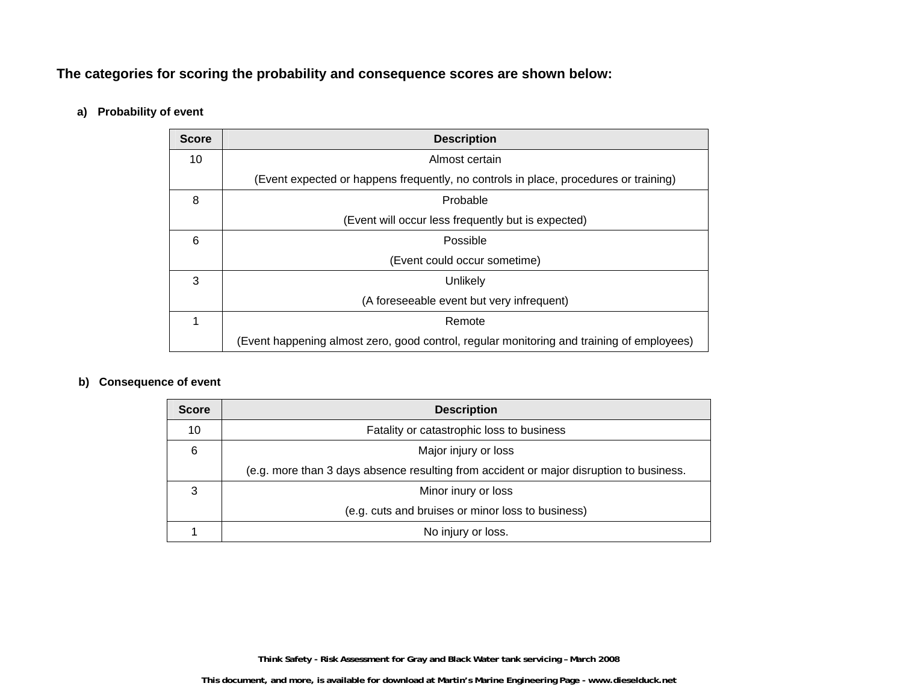**The categories for scoring the probability and consequence scores are shown below:**

**a) Probability of event**

| Score | Description |
|---|---|
| 10 | Almost certain<br>(Event expected or happens frequently, no controls in place, procedures or training) |
| 8 | Probable<br>(Event will occur less frequently but is expected) |
| 6 | Possible<br>(Event could occur sometime) |
| 3 | Unlikely<br>(A foreseeable event but very infrequent) |
| 1 | Remote<br>(Event happening almost zero, good control, regular monitoring and training of employees) |

**b) Consequence of event**

| Score | Description |
|---|---|
| 10 | Fatality or catastrophic loss to business |
| 6 | Major injury or loss<br>(e.g. more than 3 days absence resulting from accident or major disruption to business. |
| 3 | Minor inury or loss<br>(e.g. cuts and bruises or minor loss to business) |
| 1 | No injury or loss. |